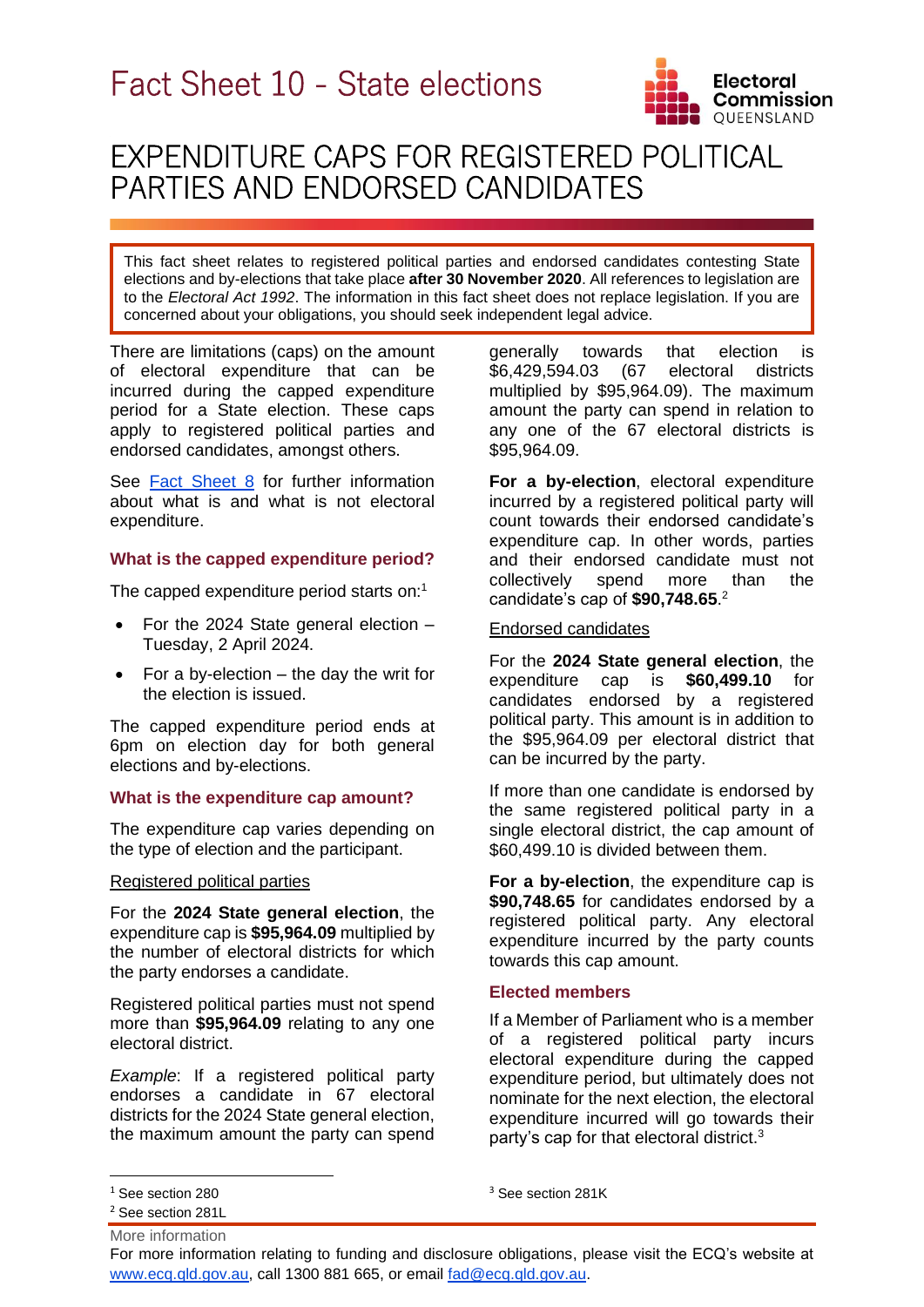# Fact Sheet 10 - State elections

## EXPENDITURE CAPS FOR REGISTERED POLITICAL PARTIES AND ENDORSED CANDIDATES

This fact sheet relates to registered political parties and endorsed candidates contesting State elections and by-elections that take place **after 30 November 2020**. All references to legislation are to the *Electoral Act 1992*. The information in this fact sheet does not replace legislation. If you are concerned about your obligations, you should seek independent legal advice.

There are limitations (caps) on the amount of electoral expenditure that can be incurred during the capped expenditure period for a State election. These caps apply to registered political parties and endorsed candidates, amongst others.

See Fact Sheet 8 for further information about what is and what is not electoral expenditure.

### What is the capped expenditure period?

The capped expenditure period starts on:[1]

- For the 2024 State general election – Tuesday, 2 April 2024.
- For a by-election – the day the writ for the election is issued.

The capped expenditure period ends at 6pm on election day for both general elections and by-elections.

### What is the expenditure cap amount?

The expenditure cap varies depending on the type of election and the participant.

Registered political parties

For the **2024 State general election**, the expenditure cap is **$95,964.09** multiplied by the number of electoral districts for which the party endorses a candidate.

Registered political parties must not spend more than **$95,964.09** relating to any one electoral district.

*Example*: If a registered political party endorses a candidate in 67 electoral districts for the 2024 State general election, the maximum amount the party can spend generally towards that election is $6,429,594.03 (67 electoral districts multiplied by $95,964.09). The maximum amount the party can spend in relation to any one of the 67 electoral districts is $95,964.09.

**For a by-election**, electoral expenditure incurred by a registered political party will count towards their endorsed candidate's expenditure cap. In other words, parties and their endorsed candidate must not collectively spend more than the candidate's cap of **$90,748.65**.[2]

Endorsed candidates

For the **2024 State general election**, the expenditure cap is **$60,499.10** for candidates endorsed by a registered political party. This amount is in addition to the $95,964.09 per electoral district that can be incurred by the party.

If more than one candidate is endorsed by the same registered political party in a single electoral district, the cap amount of $60,499.10 is divided between them.

**For a by-election**, the expenditure cap is **$90,748.65** for candidates endorsed by a registered political party. Any electoral expenditure incurred by the party counts towards this cap amount.

### Elected members

If a Member of Parliament who is a member of a registered political party incurs electoral expenditure during the capped expenditure period, but ultimately does not nominate for the next election, the electoral expenditure incurred will go towards their party's cap for that electoral district.[3]

---

[1] See section 280

[2] See section 281L

[3] See section 281K

More information

For more information relating to funding and disclosure obligations, please visit the ECQ's website at www.ecq.qld.gov.au, call 1300 881 665, or email fad@ecq.qld.gov.au.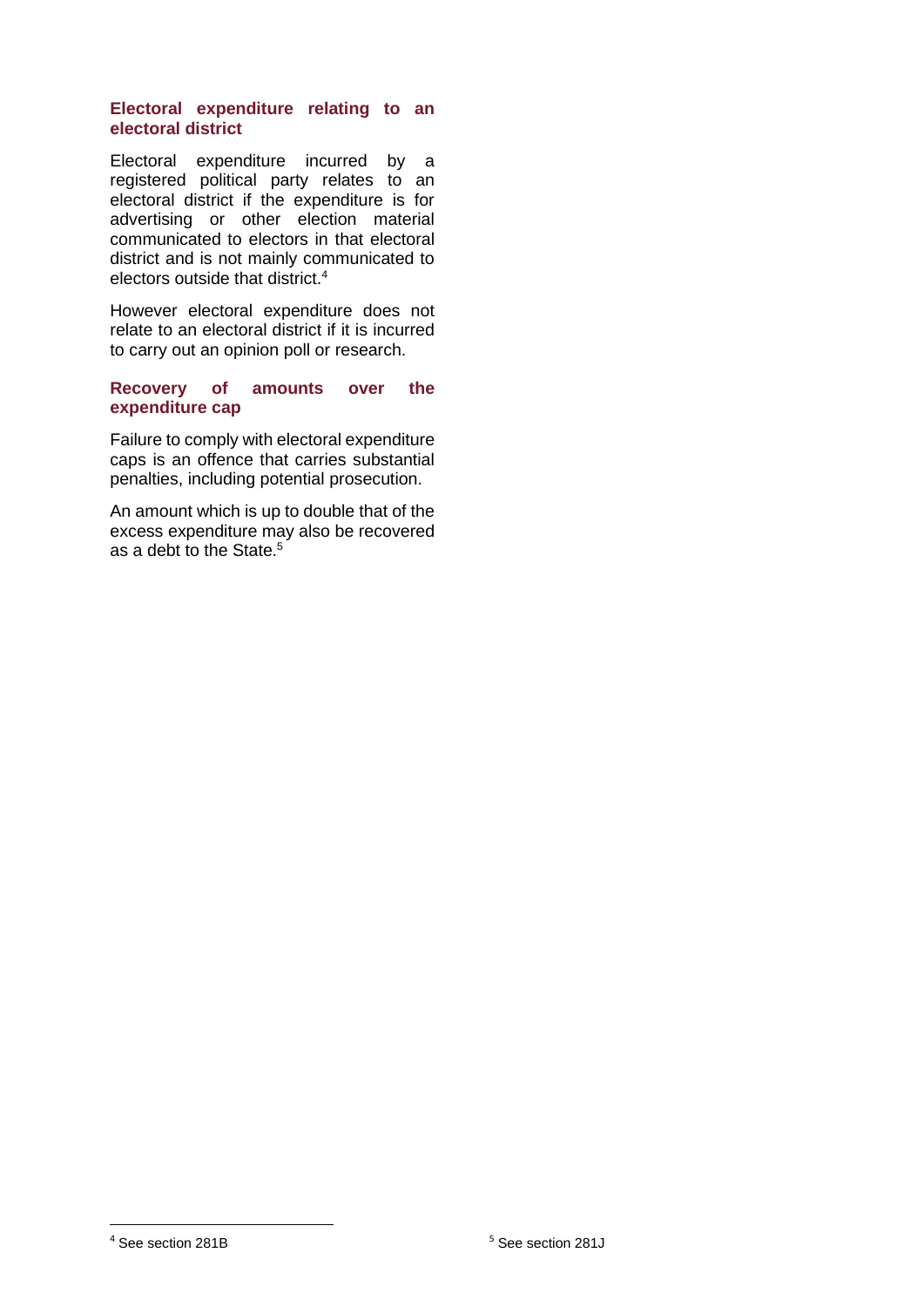### Electoral expenditure relating to an electoral district

Electoral expenditure incurred by a registered political party relates to an electoral district if the expenditure is for advertising or other election material communicated to electors in that electoral district and is not mainly communicated to electors outside that district.[4]

However electoral expenditure does not relate to an electoral district if it is incurred to carry out an opinion poll or research.

### Recovery of amounts over the expenditure cap

Failure to comply with electoral expenditure caps is an offence that carries substantial penalties, including potential prosecution.

An amount which is up to double that of the excess expenditure may also be recovered as a debt to the State.[5]

[4] See section 281B

[5] See section 281J